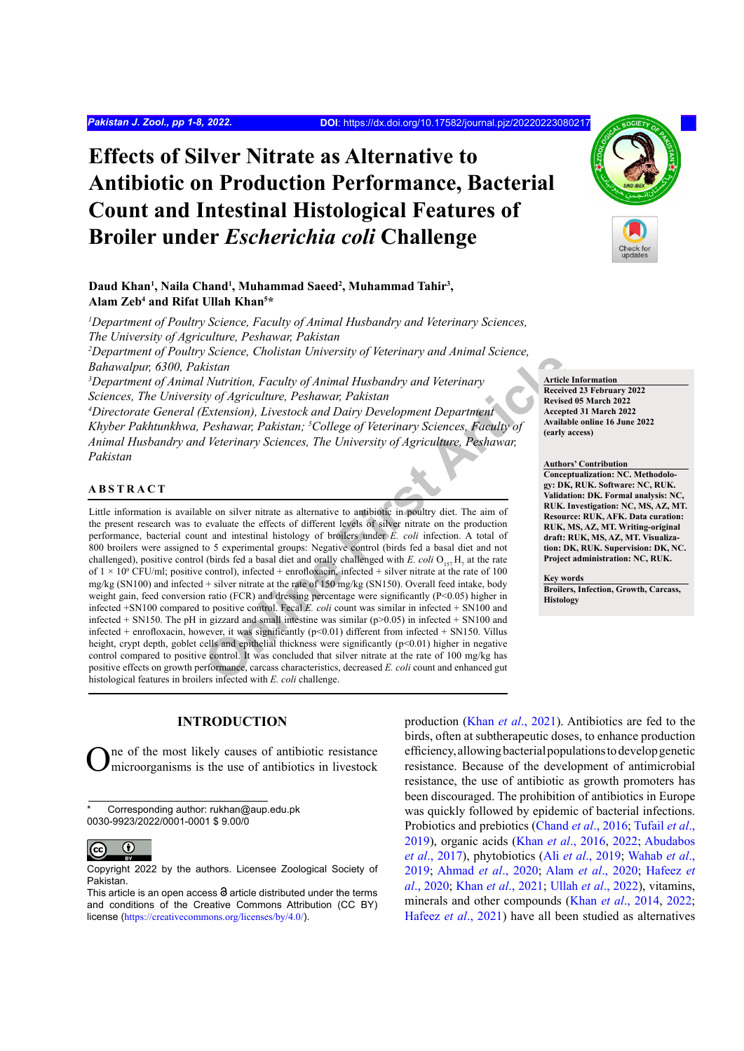# Effects of Silver Nitrate as Alternative to Antibiotic on Production Performance, Bacterial Count and Intestinal Histological Features of Broiler under *Escherichia coli* Challenge

**Daud Khan[1], Naila Chand[1], Muhammad Saeed[2], Muhammad Tahir[3], Alam Zeb[4] and Rifat Ullah Khan[5]***

*[1]Department of Poultry Science, Faculty of Animal Husbandry and Veterinary Sciences, The University of Agriculture, Peshawar, Pakistan*
*[2]Department of Poultry Science, Cholistan University of Veterinary and Animal Science, Bahawalpur, 6300, Pakistan*
*[3]Department of Animal Nutrition, Faculty of Animal Husbandry and Veterinary Sciences, The University of Agriculture, Peshawar, Pakistan*
*[4]Directorate General (Extension), Livestock and Dairy Development Department Khyber Pakhtunkhwa, Peshawar, Pakistan; [5]College of Veterinary Sciences, Faculty of Animal Husbandry and Veterinary Sciences, The University of Agriculture, Peshawar, Pakistan*

**Article Information**
Received 23 February 2022
Revised 05 March 2022
Accepted 31 March 2022
Available online 16 June 2022
(early access)

**Authors' Contribution**
Conceptualization: NC. Methodology: DK, RUK. Software: NC, RUK. Validation: DK. Formal analysis: NC, RUK. Investigation: NC, MS, AZ, MT. Resource: RUK, AFK. Data curation: RUK, MS, AZ, MT. Writing-original draft: RUK, MS, AZ, MT. Visualization: DK, RUK. Supervision: DK, NC. Project administration: NC, RUK.

**Key words**
Broilers, Infection, Growth, Carcass, Histology

## ABSTRACT

Little information is available on silver nitrate as alternative to antibiotic in poultry diet. The aim of the present research was to evaluate the effects of different levels of silver nitrate on the production performance, bacterial count and intestinal histology of broilers under *E. coli* infection. A total of 800 broilers were assigned to 5 experimental groups: Negative control (birds fed a basal diet and not challenged), positive control (birds fed a basal diet and orally challenged with *E. coli* $O_{157}H_7$ at the rate of $1 \times 10^9$ CFU/ml; positive control), infected + enrofloxacin, infected + silver nitrate at the rate of 100 mg/kg (SN100) and infected + silver nitrate at the rate of 150 mg/kg (SN150). Overall feed intake, body weight gain, feed conversion ratio (FCR) and dressing percentage were significantly (P<0.05) higher in infected +SN100 compared to positive control. Fecal *E. coli* count was similar in infected + SN100 and infected + SN150. The pH in gizzard and small intestine was similar (p>0.05) in infected + SN100 and infected + enrofloxacin, however, it was significantly (p<0.01) different from infected + SN150. Villus height, crypt depth, goblet cells and epithelial thickness were significantly (p<0.01) higher in negative control compared to positive control. It was concluded that silver nitrate at the rate of 100 mg/kg has positive effects on growth performance, carcass characteristics, decreased *E. coli* count and enhanced gut histological features in broilers infected with *E. coli* challenge.

## INTRODUCTION

One of the most likely causes of antibiotic resistance microorganisms is the use of antibiotics in livestock production (Khan *et al*., 2021). Antibiotics are fed to the birds, often at subtherapeutic doses, to enhance production efficiency, allowing bacterial populations to develop genetic resistance. Because of the development of antimicrobial resistance, the use of antibiotic as growth promoters has been discouraged. The prohibition of antibiotics in Europe was quickly followed by epidemic of bacterial infections. Probiotics and prebiotics (Chand *et al*., 2016; Tufail *et al*., 2019), organic acids (Khan *et al*., 2016, 2022; Abudabos *et al*., 2017), phytobiotics (Ali *et al*., 2019; Wahab *et al*., 2019; Ahmad *et al*., 2020; Alam *et al*., 2020; Hafeez *et al*., 2020; Khan *et al*., 2021; Ullah *et al*., 2022), vitamins, minerals and other compounds (Khan *et al*., 2014, 2022; Hafeez *et al*., 2021) have all been studied as alternatives

---

\* Corresponding author: rukhan@aup.edu.pk
0030-9923/2022/0001-0001 $ 9.00/0

Copyright 2022 by the authors. Licensee Zoological Society of Pakistan.
This article is an open access article distributed under the terms and conditions of the Creative Commons Attribution (CC BY) license (https://creativecommons.org/licenses/by/4.0/).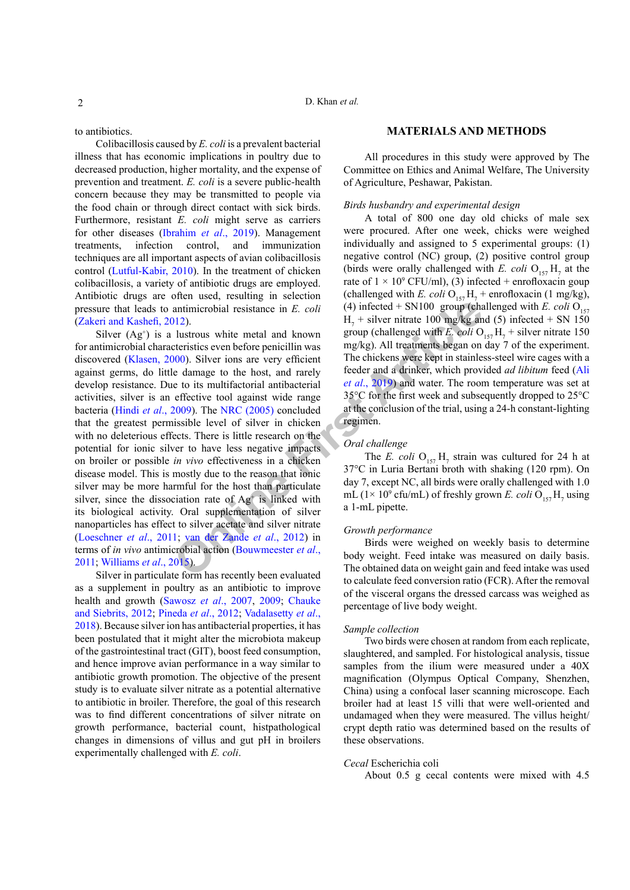to antibiotics.

Colibacillosis caused by *E. coli* is a prevalent bacterial illness that has economic implications in poultry due to decreased production, higher mortality, and the expense of prevention and treatment. *E. coli* is a severe public-health concern because they may be transmitted to people via the food chain or through direct contact with sick birds. Furthermore, resistant *E. coli* might serve as carriers for other diseases (Ibrahim *et al*., 2019). Management treatments, infection control, and immunization techniques are all important aspects of avian colibacillosis control (Lutful-Kabir, 2010). In the treatment of chicken colibacillosis, a variety of antibiotic drugs are employed. Antibiotic drugs are often used, resulting in selection pressure that leads to antimicrobial resistance in *E. coli* (Zakeri and Kashefi, 2012).

Silver ($Ag^+$) is a lustrous white metal and known for antimicrobial characteristics even before penicillin was discovered (Klasen, 2000). Silver ions are very efficient against germs, do little damage to the host, and rarely develop resistance. Due to its multifactorial antibacterial activities, silver is an effective tool against wide range bacteria (Hindi *et al*., 2009). The NRC (2005) concluded that the greatest permissible level of silver in chicken with no deleterious effects. There is little research on the potential for ionic silver to have less negative impacts on broiler or possible *in vivo* effectiveness in a chicken disease model. This is mostly due to the reason that ionic silver may be more harmful for the host than particulate silver, since the dissociation rate of $Ag^+$ is linked with its biological activity. Oral supplementation of silver nanoparticles has effect to silver acetate and silver nitrate (Loeschner *et al*., 2011; van der Zande *et al*., 2012) in terms of *in vivo* antimicrobial action (Bouwmeester *et al*., 2011; Williams *et al*., 2015).

Silver in particulate form has recently been evaluated as a supplement in poultry as an antibiotic to improve health and growth (Sawosz *et al*., 2007, 2009; Chauke and Siebrits, 2012; Pineda *et al*., 2012; Vadalasetty *et al*., 2018). Because silver ion has antibacterial properties, it has been postulated that it might alter the microbiota makeup of the gastrointestinal tract (GIT), boost feed consumption, and hence improve avian performance in a way similar to antibiotic growth promotion. The objective of the present study is to evaluate silver nitrate as a potential alternative to antibiotic in broiler. Therefore, the goal of this research was to find different concentrations of silver nitrate on growth performance, bacterial count, histpathological changes in dimensions of villus and gut pH in broilers experimentally challenged with *E. coli*.

## MATERIALS AND METHODS

All procedures in this study were approved by The Committee on Ethics and Animal Welfare, The University of Agriculture, Peshawar, Pakistan.

### *Birds husbandry and experimental design*

A total of 800 one day old chicks of male sex were procured. After one week, chicks were weighed individually and assigned to 5 experimental groups: (1) negative control (NC) group, (2) positive control group (birds were orally challenged with *E. coli* $O_{157}H_7$ at the rate of $1 \times 10^9$ CFU/ml), (3) infected + enrofloxacin goup (challenged with *E. coli* $O_{157}H_7$ + enrofloxacin (1 mg/kg), (4) infected + SN100 group (challenged with *E. coli* $O_{157}H_7$ + silver nitrate 100 mg/kg and (5) infected + SN 150 group (challenged with *E. coli* $O_{157}H_7$ + silver nitrate 150 mg/kg). All treatments began on day 7 of the experiment. The chickens were kept in stainless-steel wire cages with a feeder and a drinker, which provided *ad libitum* feed (Ali *et al*., 2019) and water. The room temperature was set at 35°C for the first week and subsequently dropped to 25°C at the conclusion of the trial, using a 24-h constant-lighting regimen.

### *Oral challenge*

The *E. coli* $O_{157}H_7$ strain was cultured for 24 h at 37°C in Luria Bertani broth with shaking (120 rpm). On day 7, except NC, all birds were orally challenged with 1.0 mL ($1 \times 10^9$ cfu/mL) of freshly grown *E. coli* $O_{157}H_7$ using a 1-mL pipette.

### *Growth performance*

Birds were weighed on weekly basis to determine body weight. Feed intake was measured on daily basis. The obtained data on weight gain and feed intake was used to calculate feed conversion ratio (FCR). After the removal of the visceral organs the dressed carcass was weighed as percentage of live body weight.

### *Sample collection*

Two birds were chosen at random from each replicate, slaughtered, and sampled. For histological analysis, tissue samples from the ilium were measured under a 40X magnification (Olympus Optical Company, Shenzhen, China) using a confocal laser scanning microscope. Each broiler had at least 15 villi that were well-oriented and undamaged when they were measured. The villus height/crypt depth ratio was determined based on the results of these observations.

### *Cecal* Escherichia coli

About 0.5 g cecal contents were mixed with 4.5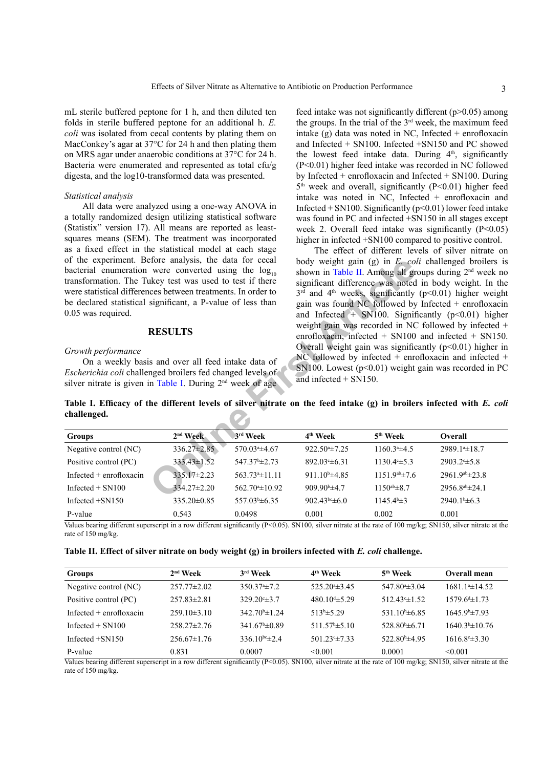mL sterile buffered peptone for 1 h, and then diluted ten folds in sterile buffered peptone for an additional h. *E. coli* was isolated from cecal contents by plating them on MacConkey's agar at 37°C for 24 h and then plating them on MRS agar under anaerobic conditions at 37°C for 24 h. Bacteria were enumerated and represented as total cfu/g digesta, and the log10-transformed data was presented.

*Statistical analysis*

All data were analyzed using a one-way ANOVA in a totally randomized design utilizing statistical software (Statistix" version 17). All means are reported as least-squares means (SEM). The treatment was incorporated as a fixed effect in the statistical model at each stage of the experiment. Before analysis, the data for cecal bacterial enumeration were converted using the $\log_{10}$ transformation. The Tukey test was used to test if there were statistical differences between treatments. In order to be declared statistical significant, a P-value of less than 0.05 was required.

## RESULTS

*Growth performance*

On a weekly basis and over all feed intake data of *Escherichia coli* challenged broilers fed changed levels of silver nitrate is given in Table I. During 2nd week of age feed intake was not significantly different (p>0.05) among the groups. In the trial of the 3rd week, the maximum feed intake (g) data was noted in NC, Infected + enrofloxacin and Infected + SN100. Infected +SN150 and PC showed the lowest feed intake data. During 4th, significantly (P<0.01) higher feed intake was recorded in NC followed by Infected + enrofloxacin and Infected + SN100. During 5th week and overall, significantly (P<0.01) higher feed intake was noted in NC, Infected + enrofloxacin and Infected + SN100. Significantly (p<0.01) lower feed intake was found in PC and infected +SN150 in all stages except week 2. Overall feed intake was significantly (P<0.05) higher in infected +SN100 compared to positive control.

The effect of different levels of silver nitrate on body weight gain (g) in *E. coli* challenged broilers is shown in Table II. Among all groups during 2nd week no significant difference was noted in body weight. In the 3rd and 4th weeks, significantly (p<0.01) higher weight gain was found NC followed by Infected + enrofloxacin and Infected + SN100. Significantly (p<0.01) higher weight gain was recorded in NC followed by infected + enrofloxacin, infected + SN100 and infected + SN150. Overall weight gain was significantly (p<0.01) higher in NC followed by infected + enrofloxacin and infected + SN100. Lowest (p<0.01) weight gain was recorded in PC and infected + SN150.

**Table I. Efficacy of the different levels of silver nitrate on the feed intake (g) in broilers infected with *E. coli* challenged.**

| Groups | 2nd Week | 3rd Week | 4th Week | 5th Week | Overall |
|---|---|---|---|---|---|
| Negative control (NC) | 336.27±2.85 | 570.03ᵃ±4.67 | 922.50ᵃ±7.25 | 1160.3ᵃ±4.5 | 2989.1ᵃ±18.7 |
| Positive control (PC) | 333.43±1.52 | 547.37ᵇ±2.73 | 892.03ᶜ±6.31 | 1130.4ᶜ±5.3 | 2903.2ᶜ±5.8 |
| Infected + enrofloxacin | 335.17±2.23 | 563.73ᵃ±11.11 | 911.10ᵇ±4.85 | 1151.9ᵃᵇ±7.6 | 2961.9ᵃᵇ±23.8 |
| Infected + SN100 | 334.27±2.20 | 562.70ᵃ±10.92 | 909.90ᵇ±4.7 | 1150ᵃᵇ±8.7 | 2956.8ᵃᵇ±24.1 |
| Infected +SN150 | 335.20±0.85 | 557.03ᵇ±6.35 | 902.43ᵇᶜ±6.0 | 1145.4ᵇ±3 | 2940.1ᵇ±6.3 |
| P-value | 0.543 | 0.0498 | 0.001 | 0.002 | 0.001 |

Values bearing different superscript in a row different significantly (P<0.05). SN100, silver nitrate at the rate of 100 mg/kg; SN150, silver nitrate at the rate of 150 mg/kg.

**Table II. Effect of silver nitrate on body weight (g) in broilers infected with *E. coli* challenge.**

| Groups | 2nd Week | 3rd Week | 4th Week | 5th Week | Overall mean |
|---|---|---|---|---|---|
| Negative control (NC) | 257.77±2.02 | 350.37ᵃ±7.2 | 525.20ᵃ±3.45 | 547.80ᵃ±3.04 | 1681.1ᵃ±14.52 |
| Positive control (PC) | 257.83±2.81 | 329.20ᶜ±3.7 | 480.10ᵈ±5.29 | 512.43ᶜ±1.52 | 1579.6ᵈ±1.73 |
| Infected + enrofloxacin | 259.10±3.10 | 342.70ᵇ±1.24 | 513ᵇ±5.29 | 531.10ᵇ±6.85 | 1645.9ᵇ±7.93 |
| Infected + SN100 | 258.27±2.76 | 341.67ᵇ±0.89 | 511.57ᵇ±5.10 | 528.80ᵇ±6.71 | 1640.3ᵇ±10.76 |
| Infected +SN150 | 256.67±1.76 | 336.10ᵇᶜ±2.4 | 501.23ᶜ±7.33 | 522.80ᵇ±4.95 | 1616.8ᶜ±3.30 |
| P-value | 0.831 | 0.0007 | <0.001 | 0.0001 | <0.001 |

Values bearing different superscript in a row different significantly (P<0.05). SN100, silver nitrate at the rate of 100 mg/kg; SN150, silver nitrate at the rate of 150 mg/kg.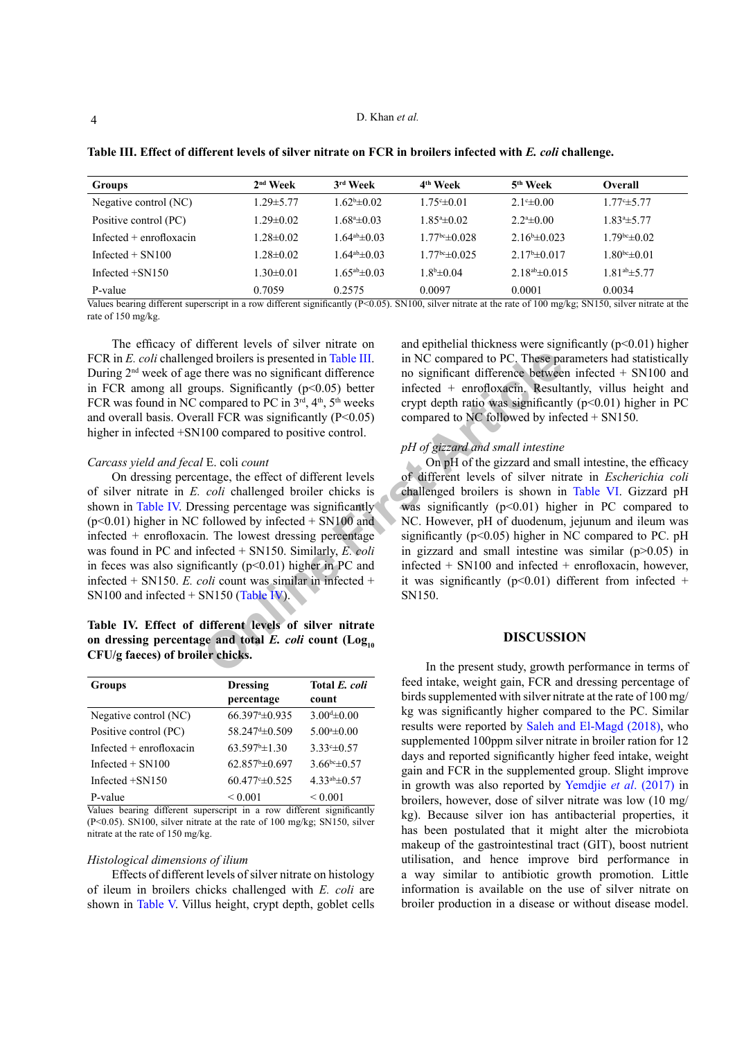**Table III. Effect of different levels of silver nitrate on FCR in broilers infected with *E. coli* challenge.**

| Groups | 2[nd] Week | 3[rd] Week | 4[th] Week | 5[th] Week | Overall |
|---|---|---|---|---|---|
| Negative control (NC) | 1.29±5.77 | 1.62$^{b}$±0.02 | 1.75$^{c}$±0.01 | 2.1$^{c}$±0.00 | 1.77$^{c}$±5.77 |
| Positive control (PC) | 1.29±0.02 | 1.68$^{a}$±0.03 | 1.85$^{a}$±0.02 | 2.2$^{a}$±0.00 | 1.83$^{a}$±5.77 |
| Infected + enrofloxacin | 1.28±0.02 | 1.64$^{ab}$±0.03 | 1.77$^{bc}$±0.028 | 2.16$^{b}$±0.023 | 1.79$^{bc}$±0.02 |
| Infected + SN100 | 1.28±0.02 | 1.64$^{ab}$±0.03 | 1.77$^{bc}$±0.025 | 2.17$^{b}$±0.017 | 1.80$^{bc}$±0.01 |
| Infected +SN150 | 1.30±0.01 | 1.65$^{ab}$±0.03 | 1.8$^{b}$±0.04 | 2.18$^{ab}$±0.015 | 1.81$^{ab}$±5.77 |
| P-value | 0.7059 | 0.2575 | 0.0097 | 0.0001 | 0.0034 |

Values bearing different superscript in a row different significantly (P<0.05). SN100, silver nitrate at the rate of 100 mg/kg; SN150, silver nitrate at the rate of 150 mg/kg.

The efficacy of different levels of silver nitrate on FCR in *E. coli* challenged broilers is presented in Table III. During 2[nd] week of age there was no significant difference in FCR among all groups. Significantly (p<0.05) better FCR was found in NC compared to PC in 3[rd], 4[th], 5[th] weeks and overall basis. Overall FCR was significantly (P<0.05) higher in infected +SN100 compared to positive control.

*Carcass yield and fecal* E. coli *count*

On dressing percentage, the effect of different levels of silver nitrate in *E. coli* challenged broiler chicks is shown in Table IV. Dressing percentage was significantly (p<0.01) higher in NC followed by infected + SN100 and infected + enrofloxacin. The lowest dressing percentage was found in PC and infected + SN150. Similarly, *E. coli* in feces was also significantly (p<0.01) higher in PC and infected + SN150. *E. coli* count was similar in infected + SN100 and infected + SN150 (Table IV).

**Table IV. Effect of different levels of silver nitrate on dressing percentage and total *E. coli* count ($Log_{10}$ CFU/g faeces) of broiler chicks.**

| Groups | Dressing percentage | Total *E. coli* count |
|---|---|---|
| Negative control (NC) | 66.397$^{a}$±0.935 | 3.00$^{d}$±0.00 |
| Positive control (PC) | 58.247$^{d}$±0.509 | 5.00$^{a}$±0.00 |
| Infected + enrofloxacin | 63.597$^{b}$±1.30 | 3.33$^{c}$±0.57 |
| Infected + SN100 | 62.857$^{b}$±0.697 | 3.66$^{bc}$±0.57 |
| Infected +SN150 | 60.477$^{c}$±0.525 | 4.33$^{ab}$±0.57 |
| P-value | < 0.001 | < 0.001 |

Values bearing different superscript in a row different significantly (P<0.05). SN100, silver nitrate at the rate of 100 mg/kg; SN150, silver nitrate at the rate of 150 mg/kg.

*Histological dimensions of ilium*

Effects of different levels of silver nitrate on histology of ileum in broilers chicks challenged with *E. coli* are shown in Table V. Villus height, crypt depth, goblet cells and epithelial thickness were significantly (p<0.01) higher in NC compared to PC. These parameters had statistically no significant difference between infected + SN100 and infected + enrofloxacin. Resultantly, villus height and crypt depth ratio was significantly (p<0.01) higher in PC compared to NC followed by infected + SN150.

*pH of gizzard and small intestine*

On pH of the gizzard and small intestine, the efficacy of different levels of silver nitrate in *Escherichia coli* challenged broilers is shown in Table VI. Gizzard pH was significantly (p<0.01) higher in PC compared to NC. However, pH of duodenum, jejunum and ileum was significantly (p<0.05) higher in NC compared to PC. pH in gizzard and small intestine was similar (p>0.05) in infected + SN100 and infected + enrofloxacin, however, it was significantly (p<0.01) different from infected + SN150.

## DISCUSSION

In the present study, growth performance in terms of feed intake, weight gain, FCR and dressing percentage of birds supplemented with silver nitrate at the rate of 100 mg/kg was significantly higher compared to the PC. Similar results were reported by Saleh and El-Magd (2018), who supplemented 100ppm silver nitrate in broiler ration for 12 days and reported significantly higher feed intake, weight gain and FCR in the supplemented group. Slight improve in growth was also reported by Yemdjie *et al.* (2017) in broilers, however, dose of silver nitrate was low (10 mg/kg). Because silver ion has antibacterial properties, it has been postulated that it might alter the microbiota makeup of the gastrointestinal tract (GIT), boost nutrient utilisation, and hence improve bird performance in a way similar to antibiotic growth promotion. Little information is available on the use of silver nitrate on broiler production in a disease or without disease model.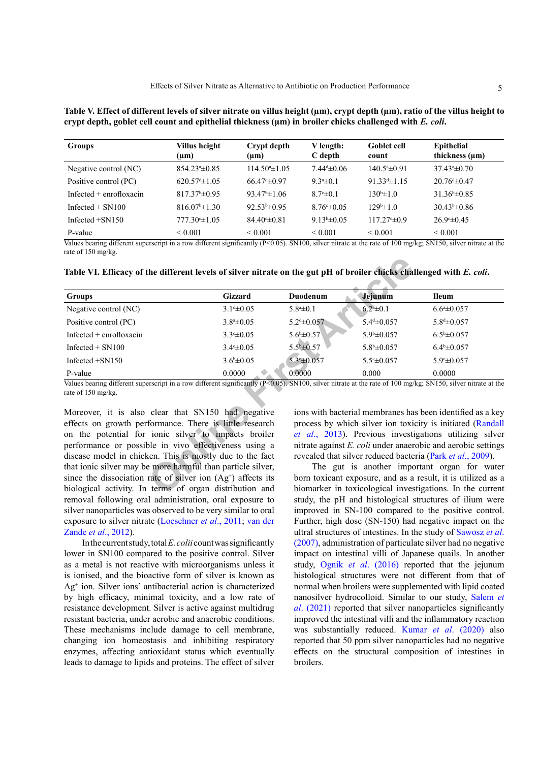**Table V. Effect of different levels of silver nitrate on villus height (µm), crypt depth (µm), ratio of the villus height to crypt depth, goblet cell count and epithelial thickness (µm) in broiler chicks challenged with *E. coli*.**

| Groups | Villus height (µm) | Crypt depth (µm) | V length: C depth | Goblet cell count | Epithelial thickness (µm) |
|---|---|---|---|---|---|
| Negative control (NC) | $854.23^{a}\pm0.85$ | $114.50^{a}\pm1.05$ | $7.44^{d}\pm0.06$ | $140.5^{a}\pm0.91$ | $37.43^{a}\pm0.70$ |
| Positive control (PC) | $620.57^{d}\pm1.05$ | $66.47^{d}\pm0.97$ | $9.3^{a}\pm0.1$ | $91.33^{d}\pm1.15$ | $20.76^{d}\pm0.47$ |
| Infected + enrofloxacin | $817.37^{b}\pm0.95$ | $93.47^{b}\pm1.06$ | $8.7^{c}\pm0.1$ | $130^{b}\pm1.0$ | $31.36^{b}\pm0.85$ |
| Infected + SN100 | $816.07^{b}\pm1.30$ | $92.53^{b}\pm0.95$ | $8.76^{c}\pm0.05$ | $129^{b}\pm1.0$ | $30.43^{b}\pm0.86$ |
| Infected +SN150 | $777.30^{c}\pm1.05$ | $84.40^{c}\pm0.81$ | $9.13^{b}\pm0.05$ | $117.27^{c}\pm0.9$ | $26.9^{c}\pm0.45$ |
| P-value | < 0.001 | < 0.001 | < 0.001 | < 0.001 | < 0.001 |

Values bearing different superscript in a row different significantly (P<0.05). SN100, silver nitrate at the rate of 100 mg/kg; SN150, silver nitrate at the rate of 150 mg/kg.

**Table VI. Efficacy of the different levels of silver nitrate on the gut pH of broiler chicks challenged with *E. coli*.**

| Groups | Gizzard | Duodenum | Jejunum | Ileum |
|---|---|---|---|---|
| Negative control (NC) | $3.1^{d}\pm0.05$ | $5.8^{a}\pm0.1$ | $6.2^{a}\pm0.1$ | $6.6^{a}\pm0.057$ |
| Positive control (PC) | $3.8^{a}\pm0.05$ | $5.2^{d}\pm0.057$ | $5.4^{d}\pm0.057$ | $5.8^{d}\pm0.057$ |
| Infected + enrofloxacin | $3.3^{c}\pm0.05$ | $5.6^{b}\pm0.57$ | $5.9^{b}\pm0.057$ | $6.5^{b}\pm0.057$ |
| Infected + SN100 | $3.4^{c}\pm0.05$ | $5.5^{b}\pm0.57$ | $5.8^{b}\pm0.057$ | $6.4^{b}\pm0.057$ |
| Infected +SN150 | $3.6^{b}\pm0.05$ | $5.3^{c}\pm0.057$ | $5.5^{c}\pm0.057$ | $5.9^{c}\pm0.057$ |
| P-value | 0.0000 | 0.0000 | 0.000 | 0.0000 |

Values bearing different superscript in a row different significantly (P<0.05). SN100, silver nitrate at the rate of 100 mg/kg; SN150, silver nitrate at the rate of 150 mg/kg.

Moreover, it is also clear that SN150 had negative effects on growth performance. There is little research on the potential for ionic silver to impacts broiler performance or possible in vivo effectiveness using a disease model in chicken. This is mostly due to the fact that ionic silver may be more harmful than particle silver, since the dissociation rate of silver ion ($Ag^{+}$) affects its biological activity. In terms of organ distribution and removal following oral administration, oral exposure to silver nanoparticles was observed to be very similar to oral exposure to silver nitrate (Loeschner *et al*., 2011; van der Zande *et al*., 2012).

In the current study, total *E. colii* count was significantly lower in SN100 compared to the positive control. Silver as a metal is not reactive with microorganisms unless it is ionised, and the bioactive form of silver is known as $Ag^{+}$ ion. Silver ions' antibacterial action is characterized by high efficacy, minimal toxicity, and a low rate of resistance development. Silver is active against multidrug resistant bacteria, under aerobic and anaerobic conditions. These mechanisms include damage to cell membrane, changing ion homeostasis and inhibiting respiratory enzymes, affecting antioxidant status which eventually leads to damage to lipids and proteins. The effect of silver ions with bacterial membranes has been identified as a key process by which silver ion toxicity is initiated (Randall *et al*., 2013). Previous investigations utilizing silver nitrate against *E. coli* under anaerobic and aerobic settings revealed that silver reduced bacteria (Park *et al*., 2009).

The gut is another important organ for water born toxicant exposure, and as a result, it is utilized as a biomarker in toxicological investigations. In the current study, the pH and histological structures of ilium were improved in SN-100 compared to the positive control. Further, high dose (SN-150) had negative impact on the ultra structures of intestines. In the study of Sawosz *et al*. (2007), administration of particulate silver had no negative impact on intestinal villi of Japanese quails. In another study, Ognik *et al*. (2016) reported that the jejunum histological structures were not different from that of normal when broilers were supplemented with lipid coated nanosilver hydrocolloid. Similar to our study, Salem *et al*. (2021) reported that silver nanoparticles significantly improved the intestinal villi and the inflammatory reaction was substantially reduced. Kumar *et al*. (2020) also reported that 50 ppm silver nanoparticles had no negative effects on the structural composition of intestines in broilers.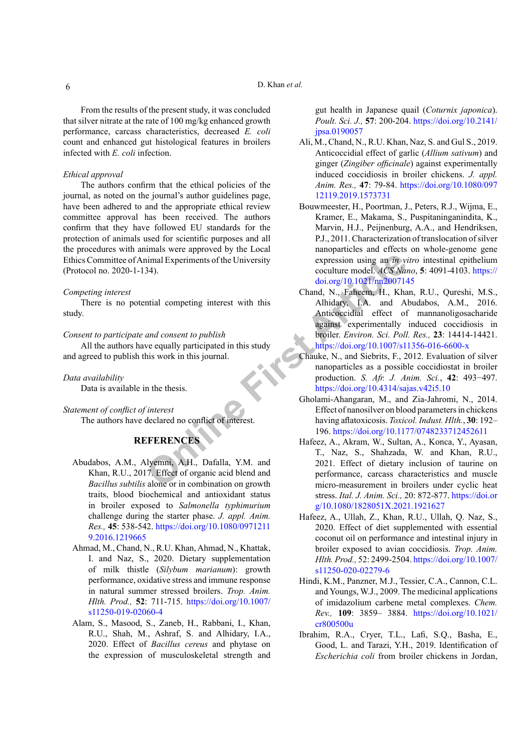From the results of the present study, it was concluded that silver nitrate at the rate of 100 mg/kg enhanced growth performance, carcass characteristics, decreased *E. coli* count and enhanced gut histological features in broilers infected with *E. coli* infection.

*Ethical approval*

The authors confirm that the ethical policies of the journal, as noted on the journal's author guidelines page, have been adhered to and the appropriate ethical review committee approval has been received. The authors confirm that they have followed EU standards for the protection of animals used for scientific purposes and all the procedures with animals were approved by the Local Ethics Committee of Animal Experiments of the University (Protocol no. 2020-1-134).

*Competing interest*

There is no potential competing interest with this study.

*Consent to participate and consent to publish*

All the authors have equally participated in this study and agreed to publish this work in this journal.

*Data availability*

Data is available in the thesis.

*Statement of conflict of interest*

The authors have declared no conflict of interest.

## REFERENCES

Abudabos, A.M., Alyemni, A.H., Dafalla, Y.M. and Khan, R.U., 2017. Effect of organic acid blend and *Bacillus subtilis* alone or in combination on growth traits, blood biochemical and antioxidant status in broiler exposed to *Salmonella typhimurium* challenge during the starter phase. *J. appl. Anim. Res.,* **45**: 538-542. https://doi.org/10.1080/09712119.2016.1219665

Ahmad, M., Chand, N., R.U. Khan, Ahmad, N., Khattak, I. and Naz, S., 2020. Dietary supplementation of milk thistle (*Silybum marianum*): growth performance, oxidative stress and immune response in natural summer stressed broilers. *Trop. Anim. Hlth. Prod.,* **52**: 711-715. https://doi.org/10.1007/s11250-019-02060-4

Alam, S., Masood, S., Zaneb, H., Rabbani, I., Khan, R.U., Shah, M., Ashraf, S. and Alhidary, I.A., 2020. Effect of *Bacillus cereus* and phytase on the expression of musculoskeletal strength and gut health in Japanese quail (*Coturnix japonica*). *Poult. Sci. J.,* **57**: 200-204. https://doi.org/10.2141/jpsa.0190057

Ali, M., Chand, N., R.U. Khan, Naz, S. and Gul S., 2019. Anticoccidial effect of garlic (*Allium sativum*) and ginger (*Zingiber officinale*) against experimentally induced coccidiosis in broiler chickens. *J. appl. Anim. Res.,* **47**: 79-84. https://doi.org/10.1080/09712119.2019.1573731

Bouwmeester, H., Poortman, J., Peters, R.J., Wijma, E., Kramer, E., Makama, S., Puspitaninganindita, K., Marvin, H.J., Peijnenburg, A.A., and Hendriksen, P.J., 2011. Characterization of translocation of silver nanoparticles and effects on whole-genome gene expression using an *in vitro* intestinal epithelium coculture model. *ACS Nano*, **5**: 4091-4103. https://doi.org/10.1021/nn2007145

Chand, N., Faheem, H., Khan, R.U., Qureshi, M.S., Alhidary, I.A. and Abudabos, A.M., 2016. Anticoccidial effect of mannanoligosacharide against experimentally induced coccidiosis in broiler. *Environ. Sci. Poll. Res.,* **23**: 14414-14421. https://doi.org/10.1007/s11356-016-6600-x

Chauke, N., and Siebrits, F., 2012. Evaluation of silver nanoparticles as a possible coccidiostat in broiler production. *S. Afr. J. Anim. Sci.*, **42**: 493−497. https://doi.org/10.4314/sajas.v42i5.10

Gholami-Ahangaran, M., and Zia-Jahromi, N., 2014. Effect of nanosilver on blood parameters in chickens having aflatoxicosis. *Toxicol. Indust. Hlth.*, **30**: 192–196. https://doi.org/10.1177/0748233712452611

Hafeez, A., Akram, W., Sultan, A., Konca, Y., Ayasan, T., Naz, S., Shahzada, W. and Khan, R.U., 2021. Effect of dietary inclusion of taurine on performance, carcass characteristics and muscle micro-measurement in broilers under cyclic heat stress. *Ital. J. Anim. Sci.,* 20: 872-877. https://doi.org/10.1080/1828051X.2021.1921627

Hafeez, A., Ullah, Z., Khan, R.U., Ullah, Q. Naz, S., 2020. Effect of diet supplemented with essential coconut oil on performance and intestinal injury in broiler exposed to avian coccidiosis. *Trop. Anim. Hlth. Prod.,* 52: 2499-2504. https://doi.org/10.1007/s11250-020-02279-6

Hindi, K.M., Panzner, M.J., Tessier, C.A., Cannon, C.L. and Youngs, W.J., 2009. The medicinal applications of imidazolium carbene metal complexes. *Chem. Rev.,* **109**: 3859– 3884. https://doi.org/10.1021/cr800500u

Ibrahim, R.A., Cryer, T.L., Lafi, S.Q., Basha, E., Good, L. and Tarazi, Y.H., 2019. Identification of *Escherichia coli* from broiler chickens in Jordan,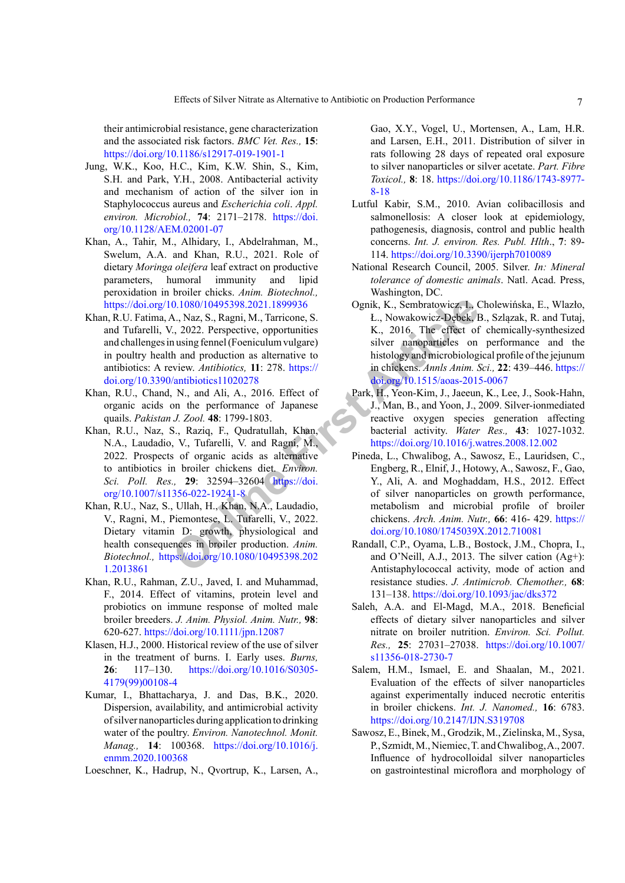their antimicrobial resistance, gene characterization and the associated risk factors. *BMC Vet. Res.,* **15**: https://doi.org/10.1186/s12917-019-1901-1

Jung, W.K., Koo, H.C., Kim, K.W. Shin, S., Kim, S.H. and Park, Y.H., 2008. Antibacterial activity and mechanism of action of the silver ion in Staphylococcus aureus and *Escherichia coli*. *Appl. environ. Microbiol.,* **74**: 2171–2178. https://doi.org/10.1128/AEM.02001-07

Khan, A., Tahir, M., Alhidary, I., Abdelrahman, M., Swelum, A.A. and Khan, R.U., 2021. Role of dietary *Moringa oleifera* leaf extract on productive parameters, humoral immunity and lipid peroxidation in broiler chicks. *Anim. Biotechnol.,* https://doi.org/10.1080/10495398.2021.1899936

Khan, R.U. Fatima, A., Naz, S., Ragni, M., Tarricone, S. and Tufarelli, V., 2022. Perspective, opportunities and challenges in using fennel (Foeniculum vulgare) in poultry health and production as alternative to antibiotics: A review. *Antibiotics,* **11**: 278. https://doi.org/10.3390/antibiotics11020278

Khan, R.U., Chand, N., and Ali, A., 2016. Effect of organic acids on the performance of Japanese quails. *Pakistan J. Zool.* **48**: 1799-1803.

Khan, R.U., Naz, S., Raziq, F., Qudratullah, Khan, N.A., Laudadio, V., Tufarelli, V. and Ragni, M., 2022. Prospects of organic acids as alternative to antibiotics in broiler chickens diet. *Environ. Sci. Poll. Res.,* **29**: 32594–32604. https://doi.org/10.1007/s11356-022-19241-8

Khan, R.U., Naz, S., Ullah, H., Khan, N.A., Laudadio, V., Ragni, M., Piemontese, L. Tufarelli, V., 2022. Dietary vitamin D: growth, physiological and health consequences in broiler production. *Anim. Biotechnol.,* https://doi.org/10.1080/10495398.2021.2013861

Khan, R.U., Rahman, Z.U., Javed, I. and Muhammad, F., 2014. Effect of vitamins, protein level and probiotics on immune response of molted male broiler breeders. *J. Anim. Physiol. Anim. Nutr.,* **98**: 620-627. https://doi.org/10.1111/jpn.12087

Klasen, H.J., 2000. Historical review of the use of silver in the treatment of burns. I. Early uses. *Burns,* **26**: 117–130. https://doi.org/10.1016/S0305-4179(99)00108-4

Kumar, I., Bhattacharya, J. and Das, B.K., 2020. Dispersion, availability, and antimicrobial activity of silver nanoparticles during application to drinking water of the poultry. *Environ. Nanotechnol. Monit. Manag.,* **14**: 100368. https://doi.org/10.1016/j.enmm.2020.100368

Loeschner, K., Hadrup, N., Qvortrup, K., Larsen, A., Gao, X.Y., Vogel, U., Mortensen, A., Lam, H.R. and Larsen, E.H., 2011. Distribution of silver in rats following 28 days of repeated oral exposure to silver nanoparticles or silver acetate. *Part. Fibre Toxicol.,* **8**: 18. https://doi.org/10.1186/1743-8977-8-18

Lutful Kabir, S.M., 2010. Avian colibacillosis and salmonellosis: A closer look at epidemiology, pathogenesis, diagnosis, control and public health concerns. *Int. J. environ. Res. Publ. Hlth.,* **7**: 89-114. https://doi.org/10.3390/ijerph7010089

National Research Council, 2005. Silver. *In: Mineral tolerance of domestic animals*. Natl. Acad. Press, Washington, DC.

Ognik, K., Sembratowicz, I., Cholewińska, E., Wlazło, Ł., Nowakowicz-Dębek, B., Szłązak, R. and Tutaj, K., 2016. The effect of chemically-synthesized silver nanoparticles on performance and the histology and microbiological profile of the jejunum in chickens. *Annls Anim. Sci.,* **22**: 439–446. https://doi.org/10.1515/aoas-2015-0067

Park, H., Yeon-Kim, J., Jaeeun, K., Lee, J., Sook-Hahn, J., Man, B., and Yoon, J., 2009. Silver-ionmediated reactive oxygen species generation affecting bacterial activity. *Water Res.,* **43**: 1027-1032. https://doi.org/10.1016/j.watres.2008.12.002

Pineda, L., Chwalibog, A., Sawosz, E., Lauridsen, C., Engberg, R., Elnif, J., Hotowy, A., Sawosz, F., Gao, Y., Ali, A. and Moghaddam, H.S., 2012. Effect of silver nanoparticles on growth performance, metabolism and microbial profile of broiler chickens. *Arch. Anim. Nutr.,* **66**: 416- 429. https://doi.org/10.1080/1745039X.2012.710081

Randall, C.P., Oyama, L.B., Bostock, J.M., Chopra, I., and O'Neill, A.J., 2013. The silver cation (Ag+): Antistaphylococcal activity, mode of action and resistance studies. *J. Antimicrob. Chemother.,* **68**: 131–138. https://doi.org/10.1093/jac/dks372

Saleh, A.A. and El-Magd, M.A., 2018. Beneficial effects of dietary silver nanoparticles and silver nitrate on broiler nutrition. *Environ. Sci. Pollut. Res.,* **25**: 27031–27038. https://doi.org/10.1007/s11356-018-2730-7

Salem, H.M., Ismael, E. and Shaalan, M., 2021. Evaluation of the effects of silver nanoparticles against experimentally induced necrotic enteritis in broiler chickens. *Int. J. Nanomed.,* **16**: 6783. https://doi.org/10.2147/IJN.S319708

Sawosz, E., Binek, M., Grodzik, M., Zielinska, M., Sysa, P., Szmidt, M., Niemiec, T. and Chwalibog, A., 2007. Influence of hydrocolloidal silver nanoparticles on gastrointestinal microflora and morphology of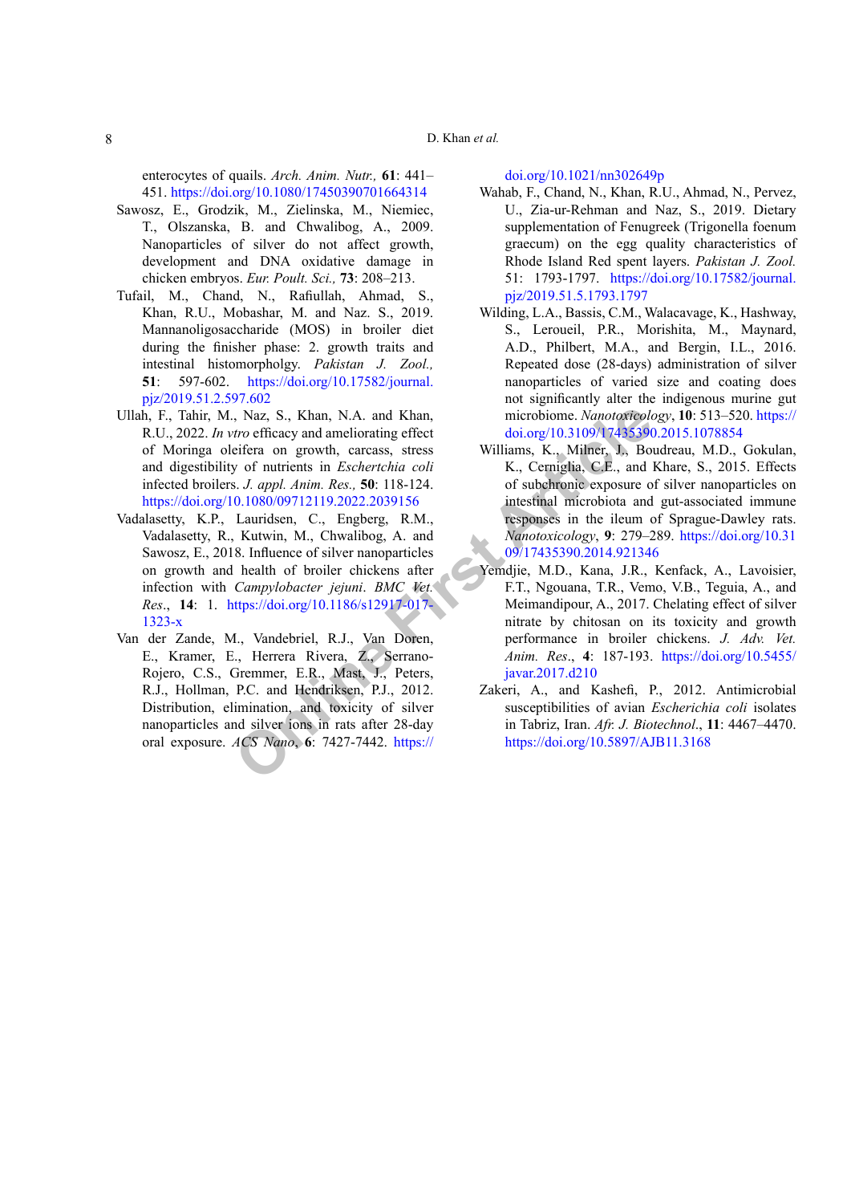enterocytes of quails. *Arch. Anim. Nutr.,* **61**: 441–451. https://doi.org/10.1080/17450390701664314

Sawosz, E., Grodzik, M., Zielinska, M., Niemiec, T., Olszanska, B. and Chwalibog, A., 2009. Nanoparticles of silver do not affect growth, development and DNA oxidative damage in chicken embryos. *Eur. Poult. Sci.,* **73**: 208–213.

Tufail, M., Chand, N., Rafiullah, Ahmad, S., Khan, R.U., Mobashar, M. and Naz. S., 2019. Mannanoligosaccharide (MOS) in broiler diet during the finisher phase: 2. growth traits and intestinal histomorphplogy. *Pakistan J. Zool.,* **51**: 597-602. https://doi.org/10.17582/journal.pjz/2019.51.2.597.602

Ullah, F., Tahir, M., Naz, S., Khan, N.A. and Khan, R.U., 2022. *In vtro* efficacy and ameliorating effect of Moringa oleifera on growth, carcass, stress and digestibility of nutrients in *Eschertchia coli* infected broilers. *J. appl. Anim. Res.,* **50**: 118-124. https://doi.org/10.1080/09712119.2022.2039156

Vadalasetty, K.P., Lauridsen, C., Engberg, R.M., Vadalasetty, R., Kutwin, M., Chwalibog, A. and Sawosz, E., 2018. Influence of silver nanoparticles on growth and health of broiler chickens after infection with *Campylobacter jejuni*. *BMC Vet. Res*., **14**: 1. https://doi.org/10.1186/s12917-017-1323-x

Van der Zande, M., Vandebriel, R.J., Van Doren, E., Kramer, E., Herrera Rivera, Z., Serrano-Rojero, C.S., Gremmer, E.R., Mast, J., Peters, R.J., Hollman, P.C. and Hendriksen, P.J., 2012. Distribution, elimination, and toxicity of silver nanoparticles and silver ions in rats after 28-day oral exposure. *ACS Nano*, **6**: 7427-7442. https://doi.org/10.1021/nn302649p

Wahab, F., Chand, N., Khan, R.U., Ahmad, N., Pervez, U., Zia-ur-Rehman and Naz, S., 2019. Dietary supplementation of Fenugreek (Trigonella foenum graecum) on the egg quality characteristics of Rhode Island Red spent layers. *Pakistan J. Zool.* 51: 1793-1797. https://doi.org/10.17582/journal.pjz/2019.51.5.1793.1797

Wilding, L.A., Bassis, C.M., Walacavage, K., Hashway, S., Leroueil, P.R., Morishita, M., Maynard, A.D., Philbert, M.A., and Bergin, I.L., 2016. Repeated dose (28-days) administration of silver nanoparticles of varied size and coating does not significantly alter the indigenous murine gut microbiome. *Nanotoxicology*, **10**: 513–520. https://doi.org/10.3109/17435390.2015.1078854

Williams, K., Milner, J., Boudreau, M.D., Gokulan, K., Cerniglia, C.E., and Khare, S., 2015. Effects of subchronic exposure of silver nanoparticles on intestinal microbiota and gut-associated immune responses in the ileum of Sprague-Dawley rats. *Nanotoxicology*, **9**: 279–289. https://doi.org/10.3109/17435390.2014.921346

Yemdjie, M.D., Kana, J.R., Kenfack, A., Lavoisier, F.T., Ngouana, T.R., Vemo, V.B., Teguia, A., and Meimandipour, A., 2017. Chelating effect of silver nitrate by chitosan on its toxicity and growth performance in broiler chickens. *J. Adv. Vet. Anim. Res*., **4**: 187-193. https://doi.org/10.5455/javar.2017.d210

Zakeri, A., and Kashefi, P., 2012. Antimicrobial susceptibilities of avian *Escherichia coli* isolates in Tabriz, Iran. *Afr. J. Biotechnol*., **11**: 4467–4470. https://doi.org/10.5897/AJB11.3168